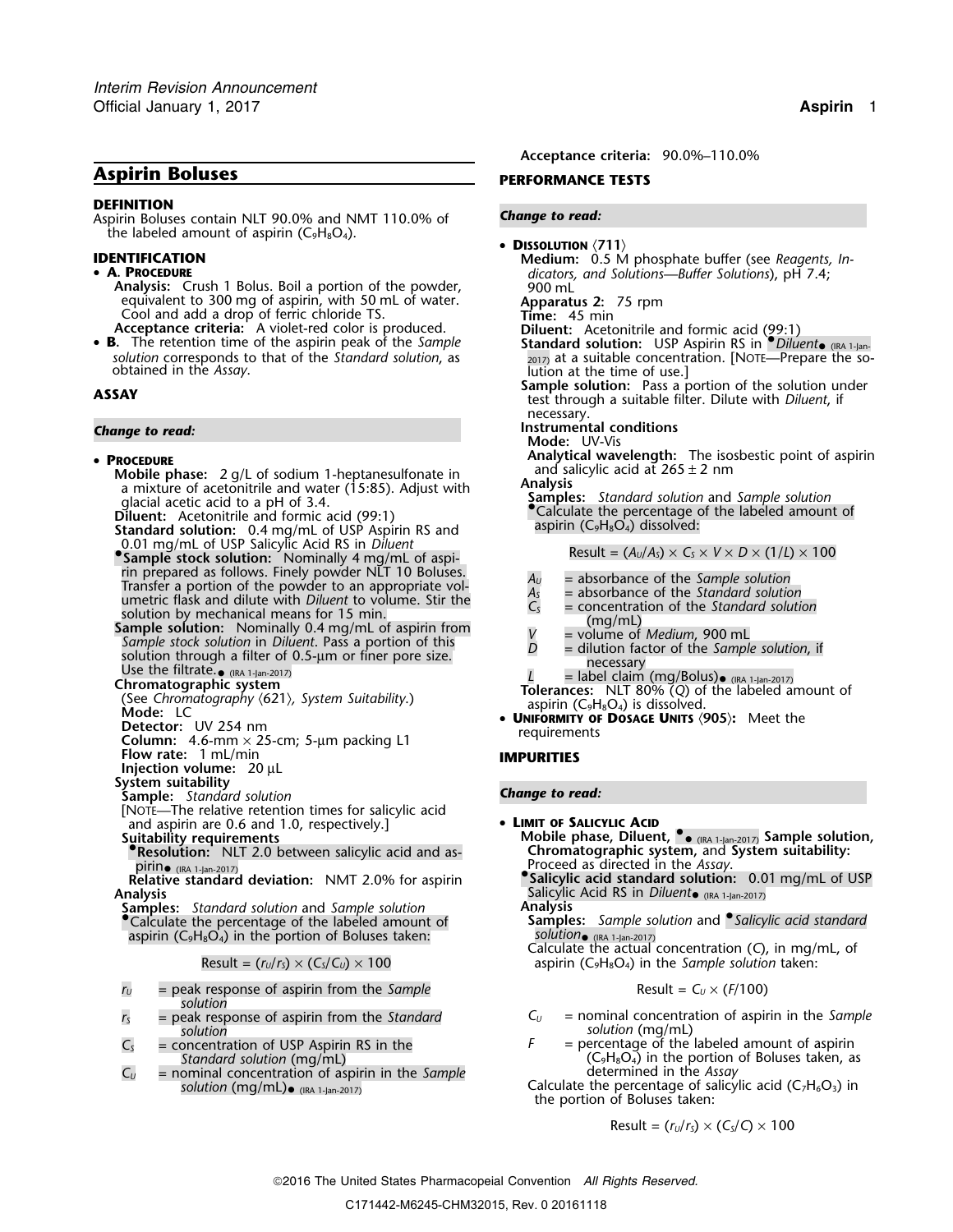# Aspirin Boluses

**DEFINITION**

Aspirin Boluses contain NLT 90.0% and NMT 110.0% of the labeled amount of aspirin ($C_9H_8O_4$).

**IDENTIFICATION**

- **A. Procedure**

  **Analysis:** Crush 1 Bolus. Boil a portion of the powder, equivalent to 300 mg of aspirin, with 50 mL of water. Cool and add a drop of ferric chloride TS.

  **Acceptance criteria:** A violet-red color is produced.

- **B.** The retention time of the aspirin peak of the *Sample solution* corresponds to that of the *Standard solution*, as obtained in the *Assay*.

**ASSAY**

*Change to read:*

- **Procedure**

  **Mobile phase:** 2 g/L of sodium 1-heptanesulfonate in a mixture of acetonitrile and water (15:85). Adjust with glacial acetic acid to a pH of 3.4.

  **Diluent:** Acetonitrile and formic acid (99:1)

  **Standard solution:** 0.4 mg/mL of USP Aspirin RS and 0.01 mg/mL of USP Salicylic Acid RS in *Diluent*

  •**Sample stock solution:** Nominally 4 mg/mL of aspirin prepared as follows. Finely powder NLT 10 Boluses. Transfer a portion of the powder to an appropriate volumetric flask and dilute with *Diluent* to volume. Stir the solution by mechanical means for 15 min.

  **Sample solution:** Nominally 0.4 mg/mL of aspirin from *Sample stock solution* in *Diluent*. Pass a portion of this solution through a filter of 0.5-µm or finer pore size. Use the filtrate.• (IRA 1-Jan-2017)

  **Chromatographic system**

  (See *Chromatography* ⟨621⟩, *System Suitability*.)

  **Mode:** LC

  **Detector:** UV 254 nm

  **Column:** 4.6-mm × 25-cm; 5-µm packing L1

  **Flow rate:** 1 mL/min

  **Injection volume:** 20 µL

  **System suitability**

  **Sample:** *Standard solution*

  [Note—The relative retention times for salicylic acid and aspirin are 0.6 and 1.0, respectively.]

  **Suitability requirements**

  •**Resolution:** NLT 2.0 between salicylic acid and aspirin• (IRA 1-Jan-2017)

  **Relative standard deviation:** NMT 2.0% for aspirin

  **Analysis**

  **Samples:** *Standard solution* and *Sample solution*

  •Calculate the percentage of the labeled amount of aspirin ($C_9H_8O_4$) in the portion of Boluses taken:

  $$\text{Result} = (r_U/r_S) \times (C_S/C_U) \times 100$$

  - $r_U$ = peak response of aspirin from the *Sample solution*
  - $r_S$ = peak response of aspirin from the *Standard solution*
  - $C_S$ = concentration of USP Aspirin RS in the *Standard solution* (mg/mL)
  - $C_U$ = nominal concentration of aspirin in the *Sample solution* (mg/mL)• (IRA 1-Jan-2017)

  **Acceptance criteria:** 90.0%–110.0%

**PERFORMANCE TESTS**

*Change to read:*

- **Dissolution** ⟨711⟩

  **Medium:** 0.5 M phosphate buffer (see *Reagents, Indicators, and Solutions—Buffer Solutions*), pH 7.4; 900 mL

  **Apparatus 2:** 75 rpm

  **Time:** 45 min

  **Diluent:** Acetonitrile and formic acid (99:1)

  **Standard solution:** USP Aspirin RS in •*Diluent*• (IRA 1-Jan-2017) at a suitable concentration. [Note—Prepare the solution at the time of use.]

  **Sample solution:** Pass a portion of the solution under test through a suitable filter. Dilute with *Diluent*, if necessary.

  **Instrumental conditions**

  **Mode:** UV-Vis

  **Analytical wavelength:** The isosbestic point of aspirin and salicylic acid at 265 ± 2 nm

  **Analysis**

  **Samples:** *Standard solution* and *Sample solution*

  •Calculate the percentage of the labeled amount of aspirin ($C_9H_8O_4$) dissolved:

  $$\text{Result} = (A_U/A_S) \times C_S \times V \times D \times (1/L) \times 100$$

  - $A_U$ = absorbance of the *Sample solution*
  - $A_S$ = absorbance of the *Standard solution*
  - $C_S$ = concentration of the *Standard solution* (mg/mL)
  - $V$ = volume of *Medium*, 900 mL
  - $D$ = dilution factor of the *Sample solution*, if necessary
  - $L$ = label claim (mg/Bolus)• (IRA 1-Jan-2017)

  **Tolerances:** NLT 80% (*Q*) of the labeled amount of aspirin ($C_9H_8O_4$) is dissolved.

- **Uniformity of Dosage Units** ⟨905⟩: Meet the requirements

**IMPURITIES**

*Change to read:*

- **Limit of Salicylic Acid**

  **Mobile phase, Diluent,** •• (IRA 1-Jan-2017) **Sample solution, Chromatographic system,** and **System suitability:** Proceed as directed in the *Assay*.

  •**Salicylic acid standard solution:** 0.01 mg/mL of USP Salicylic Acid RS in *Diluent*• (IRA 1-Jan-2017)

  **Analysis**

  **Samples:** *Sample solution* and •*Salicylic acid standard solution*• (IRA 1-Jan-2017)

  Calculate the actual concentration (*C*), in mg/mL, of aspirin ($C_9H_8O_4$) in the *Sample solution* taken:

  $$\text{Result} = C_U \times (F/100)$$

  - $C_U$ = nominal concentration of aspirin in the *Sample solution* (mg/mL)
  - $F$ = percentage of the labeled amount of aspirin ($C_9H_8O_4$) in the portion of Boluses taken, as determined in the *Assay*

  Calculate the percentage of salicylic acid ($C_7H_6O_3$) in the portion of Boluses taken:

  $$\text{Result} = (r_U/r_S) \times (C_S/C) \times 100$$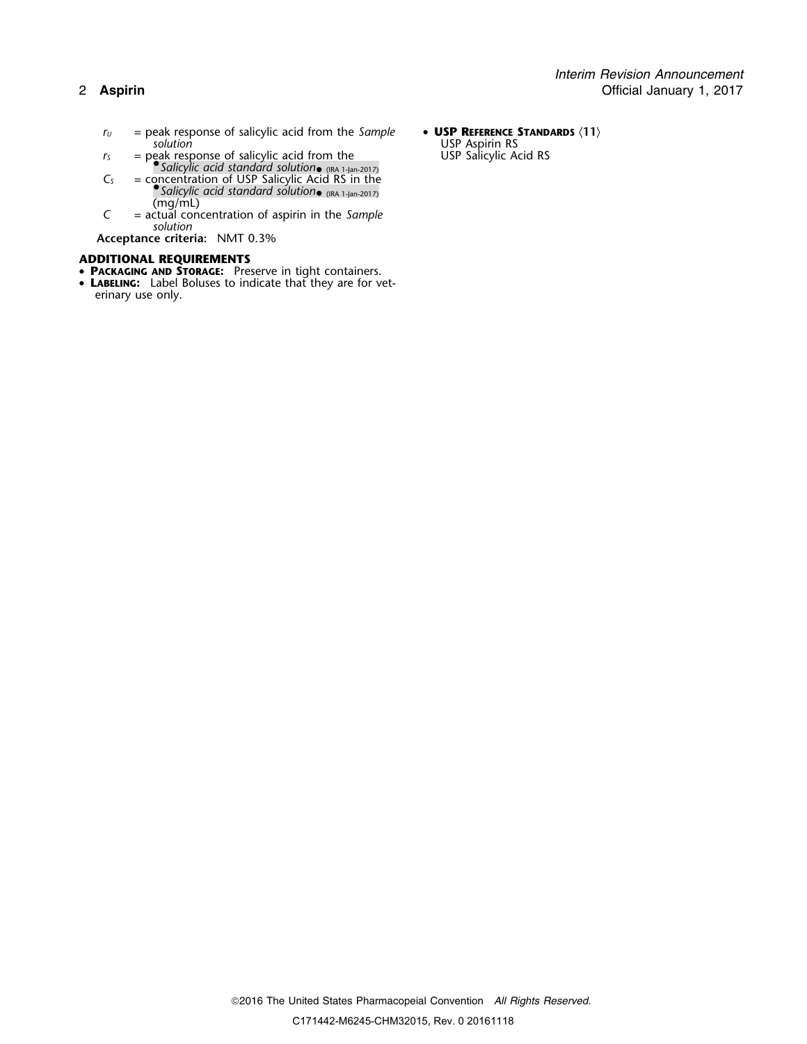$r_U$ = peak response of salicylic acid from the *Sample solution*

$r_S$ = peak response of salicylic acid from the •*Salicylic acid standard solution*• (IRA 1-Jan-2017)

$C_S$ = concentration of USP Salicylic Acid RS in the •*Salicylic acid standard solution*• (IRA 1-Jan-2017) (mg/mL)

$C$ = actual concentration of aspirin in the *Sample solution*

**Acceptance criteria:** NMT 0.3%

### ADDITIONAL REQUIREMENTS

- **Packaging and Storage:** Preserve in tight containers.
- **Labeling:** Label Boluses to indicate that they are for veterinary use only.
- **USP Reference Standards** ⟨11⟩
  USP Aspirin RS
  USP Salicylic Acid RS